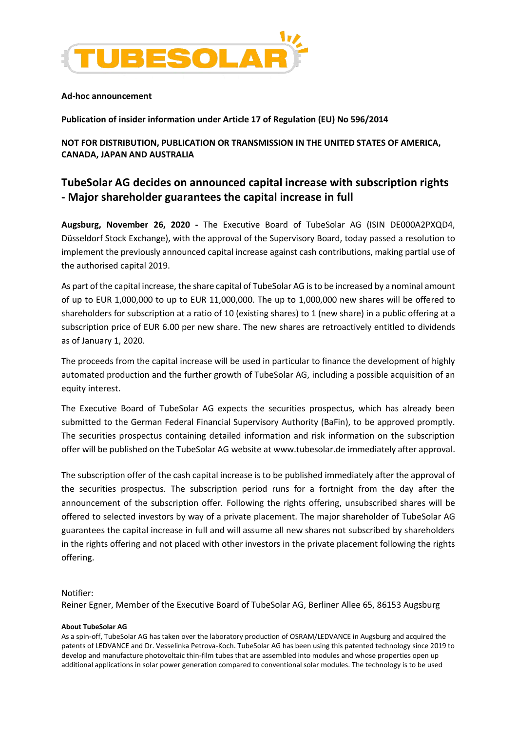**Ad-hoc announcement**

**Publication of insider information under Article 17 of Regulation (EU) No 596/2014**

**NOT FOR DISTRIBUTION, PUBLICATION OR TRANSMISSION IN THE UNITED STATES OF AMERICA, CANADA, JAPAN AND AUSTRALIA**

## TubeSolar AG decides on announced capital increase with subscription rights - Major shareholder guarantees the capital increase in full

**Augsburg, November 26, 2020 -** The Executive Board of TubeSolar AG (ISIN DE000A2PXQD4, Düsseldorf Stock Exchange), with the approval of the Supervisory Board, today passed a resolution to implement the previously announced capital increase against cash contributions, making partial use of the authorised capital 2019.

As part of the capital increase, the share capital of TubeSolar AG is to be increased by a nominal amount of up to EUR 1,000,000 to up to EUR 11,000,000. The up to 1,000,000 new shares will be offered to shareholders for subscription at a ratio of 10 (existing shares) to 1 (new share) in a public offering at a subscription price of EUR 6.00 per new share. The new shares are retroactively entitled to dividends as of January 1, 2020.

The proceeds from the capital increase will be used in particular to finance the development of highly automated production and the further growth of TubeSolar AG, including a possible acquisition of an equity interest.

The Executive Board of TubeSolar AG expects the securities prospectus, which has already been submitted to the German Federal Financial Supervisory Authority (BaFin), to be approved promptly. The securities prospectus containing detailed information and risk information on the subscription offer will be published on the TubeSolar AG website at www.tubesolar.de immediately after approval.

The subscription offer of the cash capital increase is to be published immediately after the approval of the securities prospectus. The subscription period runs for a fortnight from the day after the announcement of the subscription offer. Following the rights offering, unsubscribed shares will be offered to selected investors by way of a private placement. The major shareholder of TubeSolar AG guarantees the capital increase in full and will assume all new shares not subscribed by shareholders in the rights offering and not placed with other investors in the private placement following the rights offering.

Notifier:
Reiner Egner, Member of the Executive Board of TubeSolar AG, Berliner Allee 65, 86153 Augsburg

**About TubeSolar AG**

As a spin-off, TubeSolar AG has taken over the laboratory production of OSRAM/LEDVANCE in Augsburg and acquired the patents of LEDVANCE and Dr. Vesselinka Petrova-Koch. TubeSolar AG has been using this patented technology since 2019 to develop and manufacture photovoltaic thin-film tubes that are assembled into modules and whose properties open up additional applications in solar power generation compared to conventional solar modules. The technology is to be used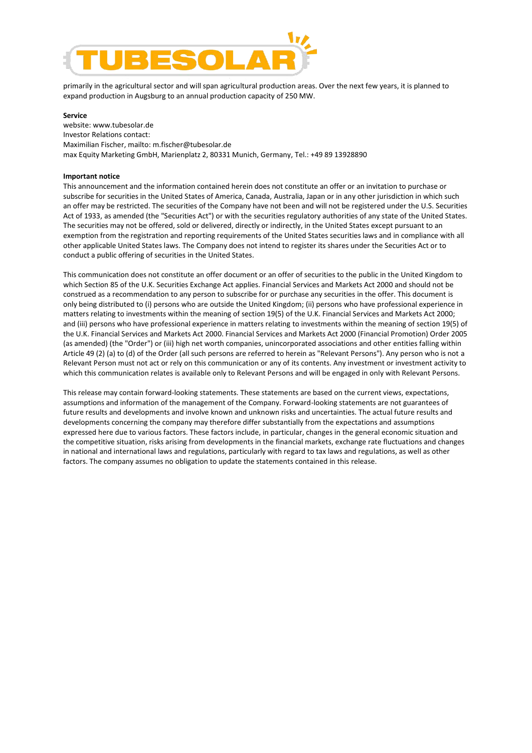primarily in the agricultural sector and will span agricultural production areas. Over the next few years, it is planned to expand production in Augsburg to an annual production capacity of 250 MW.

**Service**
website: www.tubesolar.de
Investor Relations contact:
Maximilian Fischer, mailto: m.fischer@tubesolar.de
max Equity Marketing GmbH, Marienplatz 2, 80331 Munich, Germany, Tel.: +49 89 13928890

**Important notice**
This announcement and the information contained herein does not constitute an offer or an invitation to purchase or subscribe for securities in the United States of America, Canada, Australia, Japan or in any other jurisdiction in which such an offer may be restricted. The securities of the Company have not been and will not be registered under the U.S. Securities Act of 1933, as amended (the "Securities Act") or with the securities regulatory authorities of any state of the United States. The securities may not be offered, sold or delivered, directly or indirectly, in the United States except pursuant to an exemption from the registration and reporting requirements of the United States securities laws and in compliance with all other applicable United States laws. The Company does not intend to register its shares under the Securities Act or to conduct a public offering of securities in the United States.

This communication does not constitute an offer document or an offer of securities to the public in the United Kingdom to which Section 85 of the U.K. Securities Exchange Act applies. Financial Services and Markets Act 2000 and should not be construed as a recommendation to any person to subscribe for or purchase any securities in the offer. This document is only being distributed to (i) persons who are outside the United Kingdom; (ii) persons who have professional experience in matters relating to investments within the meaning of section 19(5) of the U.K. Financial Services and Markets Act 2000; and (iii) persons who have professional experience in matters relating to investments within the meaning of section 19(5) of the U.K. Financial Services and Markets Act 2000. Financial Services and Markets Act 2000 (Financial Promotion) Order 2005 (as amended) (the "Order") or (iii) high net worth companies, unincorporated associations and other entities falling within Article 49 (2) (a) to (d) of the Order (all such persons are referred to herein as "Relevant Persons"). Any person who is not a Relevant Person must not act or rely on this communication or any of its contents. Any investment or investment activity to which this communication relates is available only to Relevant Persons and will be engaged in only with Relevant Persons.

This release may contain forward-looking statements. These statements are based on the current views, expectations, assumptions and information of the management of the Company. Forward-looking statements are not guarantees of future results and developments and involve known and unknown risks and uncertainties. The actual future results and developments concerning the company may therefore differ substantially from the expectations and assumptions expressed here due to various factors. These factors include, in particular, changes in the general economic situation and the competitive situation, risks arising from developments in the financial markets, exchange rate fluctuations and changes in national and international laws and regulations, particularly with regard to tax laws and regulations, as well as other factors. The company assumes no obligation to update the statements contained in this release.